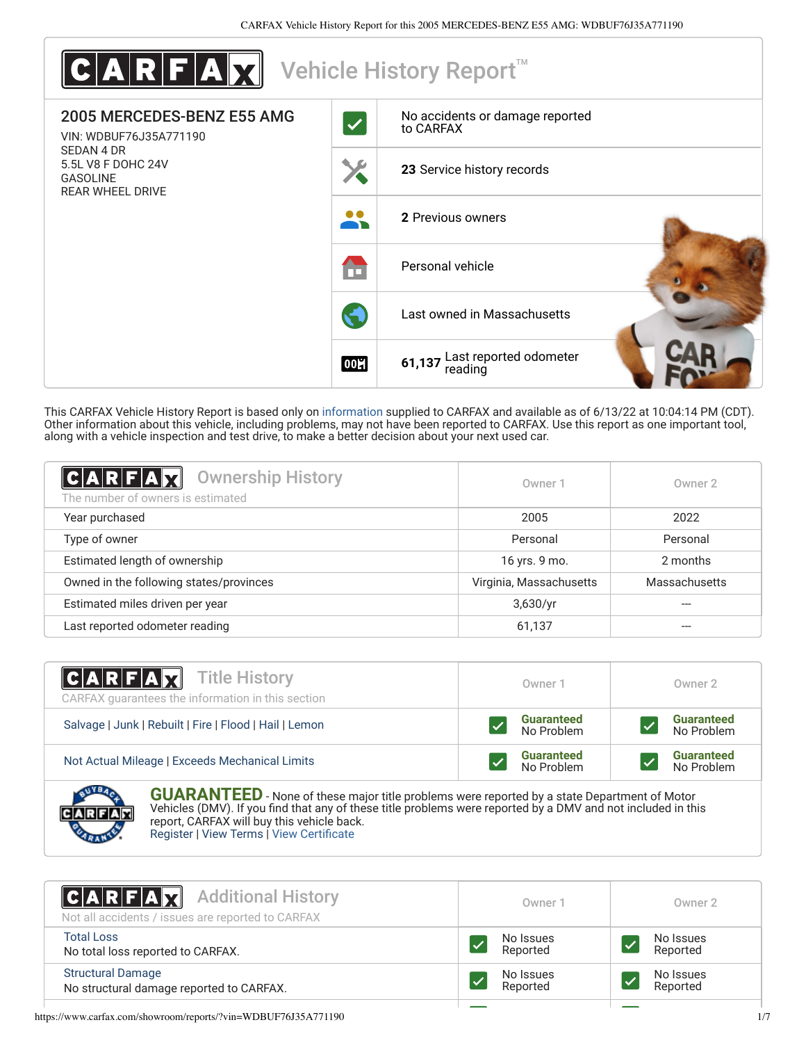# CARFAX Vehicle History Report™

## 2005 MERCEDES-BENZ E55 AMG

VIN: WDBUF76J35A771190
SEDAN 4 DR
5.5L V8 F DOHC 24V
GASOLINE
REAR WHEEL DRIVE

- No accidents or damage reported to CARFAX
- **23** Service history records
- **2** Previous owners
- Personal vehicle
- Last owned in Massachusetts
- **61,137** Last reported odometer reading

This CARFAX Vehicle History Report is based only on information supplied to CARFAX and available as of 6/13/22 at 10:04:14 PM (CDT). Other information about this vehicle, including problems, may not have been reported to CARFAX. Use this report as one important tool, along with a vehicle inspection and test drive, to make a better decision about your next used car.

## Ownership History

The number of owners is estimated

| | Owner 1 | Owner 2 |
|---|---|---|
| Year purchased | 2005 | 2022 |
| Type of owner | Personal | Personal |
| Estimated length of ownership | 16 yrs. 9 mo. | 2 months |
| Owned in the following states/provinces | Virginia, Massachusetts | Massachusetts |
| Estimated miles driven per year | 3,630/yr | --- |
| Last reported odometer reading | 61,137 | --- |

## Title History

CARFAX guarantees the information in this section

| | Owner 1 | Owner 2 |
|---|---|---|
| Salvage \| Junk \| Rebuilt \| Fire \| Flood \| Hail \| Lemon | Guaranteed No Problem | Guaranteed No Problem |
| Not Actual Mileage \| Exceeds Mechanical Limits | Guaranteed No Problem | Guaranteed No Problem |

**GUARANTEED** - None of these major title problems were reported by a state Department of Motor Vehicles (DMV). If you find that any of these title problems were reported by a DMV and not included in this report, CARFAX will buy this vehicle back.
Register | View Terms | View Certificate

## Additional History

Not all accidents / issues are reported to CARFAX

| | Owner 1 | Owner 2 |
|---|---|---|
| Total Loss<br>No total loss reported to CARFAX. | No Issues Reported | No Issues Reported |
| Structural Damage<br>No structural damage reported to CARFAX. | No Issues Reported | No Issues Reported |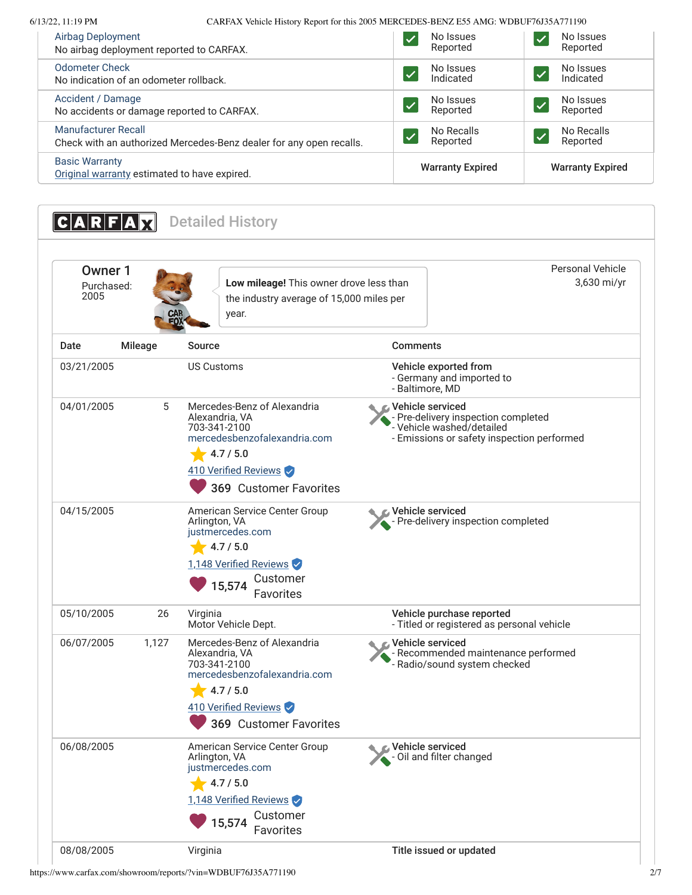| | | |
|---|---|---|
| Airbag Deployment<br>No airbag deployment reported to CARFAX. | No Issues Reported | No Issues Reported |
| Odometer Check<br>No indication of an odometer rollback. | No Issues Indicated | No Issues Indicated |
| Accident / Damage<br>No accidents or damage reported to CARFAX. | No Issues Reported | No Issues Reported |
| Manufacturer Recall<br>Check with an authorized Mercedes-Benz dealer for any open recalls. | No Recalls Reported | No Recalls Reported |
| Basic Warranty<br>Original warranty estimated to have expired. | **Warranty Expired** | **Warranty Expired** |

## CARFAX Detailed History

### Owner 1

Purchased: 2005

**Low mileage!** This owner drove less than the industry average of 15,000 miles per year.

Personal Vehicle
3,630 mi/yr

| Date | Mileage | Source | Comments |
|---|---|---|---|
| 03/21/2005 | | US Customs | **Vehicle exported from**<br>- Germany and imported to<br>- Baltimore, MD |
| 04/01/2005 | 5 | Mercedes-Benz of Alexandria<br>Alexandria, VA<br>703-341-2100<br>mercedesbenzofalexandria.com<br>4.7 / 5.0<br>410 Verified Reviews<br>369 Customer Favorites | **Vehicle serviced**<br>- Pre-delivery inspection completed<br>- Vehicle washed/detailed<br>- Emissions or safety inspection performed |
| 04/15/2005 | | American Service Center Group<br>Arlington, VA<br>justmercedes.com<br>4.7 / 5.0<br>1,148 Verified Reviews<br>15,574 Customer Favorites | **Vehicle serviced**<br>- Pre-delivery inspection completed |
| 05/10/2005 | 26 | Virginia<br>Motor Vehicle Dept. | **Vehicle purchase reported**<br>- Titled or registered as personal vehicle |
| 06/07/2005 | 1,127 | Mercedes-Benz of Alexandria<br>Alexandria, VA<br>703-341-2100<br>mercedesbenzofalexandria.com<br>4.7 / 5.0<br>410 Verified Reviews<br>369 Customer Favorites | **Vehicle serviced**<br>- Recommended maintenance performed<br>- Radio/sound system checked |
| 06/08/2005 | | American Service Center Group<br>Arlington, VA<br>justmercedes.com<br>4.7 / 5.0<br>1,148 Verified Reviews<br>15,574 Customer Favorites | **Vehicle serviced**<br>- Oil and filter changed |
| 08/08/2005 | | Virginia | **Title issued or updated** |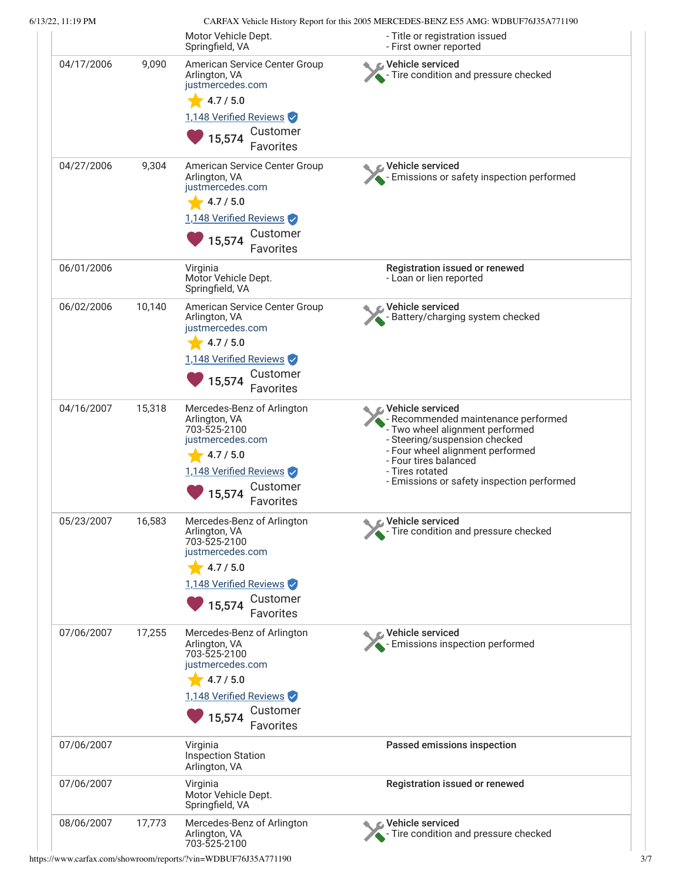| Date | Mileage | Source | Comments |
|---|---|---|---|
| | | Motor Vehicle Dept.<br>Springfield, VA | - Title or registration issued<br>- First owner reported |
| 04/17/2006 | 9,090 | American Service Center Group<br>Arlington, VA<br>justmercedes.com<br>4.7 / 5.0<br>1,148 Verified Reviews<br>15,574 Customer Favorites | **Vehicle serviced**<br>- Tire condition and pressure checked |
| 04/27/2006 | 9,304 | American Service Center Group<br>Arlington, VA<br>justmercedes.com<br>4.7 / 5.0<br>1,148 Verified Reviews<br>15,574 Customer Favorites | **Vehicle serviced**<br>- Emissions or safety inspection performed |
| 06/01/2006 | | Virginia<br>Motor Vehicle Dept.<br>Springfield, VA | **Registration issued or renewed**<br>- Loan or lien reported |
| 06/02/2006 | 10,140 | American Service Center Group<br>Arlington, VA<br>justmercedes.com<br>4.7 / 5.0<br>1,148 Verified Reviews<br>15,574 Customer Favorites | **Vehicle serviced**<br>- Battery/charging system checked |
| 04/16/2007 | 15,318 | Mercedes-Benz of Arlington<br>Arlington, VA<br>703-525-2100<br>justmercedes.com<br>4.7 / 5.0<br>1,148 Verified Reviews<br>15,574 Customer Favorites | **Vehicle serviced**<br>- Recommended maintenance performed<br>- Two wheel alignment performed<br>- Steering/suspension checked<br>- Four wheel alignment performed<br>- Four tires balanced<br>- Tires rotated<br>- Emissions or safety inspection performed |
| 05/23/2007 | 16,583 | Mercedes-Benz of Arlington<br>Arlington, VA<br>703-525-2100<br>justmercedes.com<br>4.7 / 5.0<br>1,148 Verified Reviews<br>15,574 Customer Favorites | **Vehicle serviced**<br>- Tire condition and pressure checked |
| 07/06/2007 | 17,255 | Mercedes-Benz of Arlington<br>Arlington, VA<br>703-525-2100<br>justmercedes.com<br>4.7 / 5.0<br>1,148 Verified Reviews<br>15,574 Customer Favorites | **Vehicle serviced**<br>- Emissions inspection performed |
| 07/06/2007 | | Virginia<br>Inspection Station<br>Arlington, VA | **Passed emissions inspection** |
| 07/06/2007 | | Virginia<br>Motor Vehicle Dept.<br>Springfield, VA | **Registration issued or renewed** |
| 08/06/2007 | 17,773 | Mercedes-Benz of Arlington<br>Arlington, VA<br>703-525-2100 | **Vehicle serviced**<br>- Tire condition and pressure checked |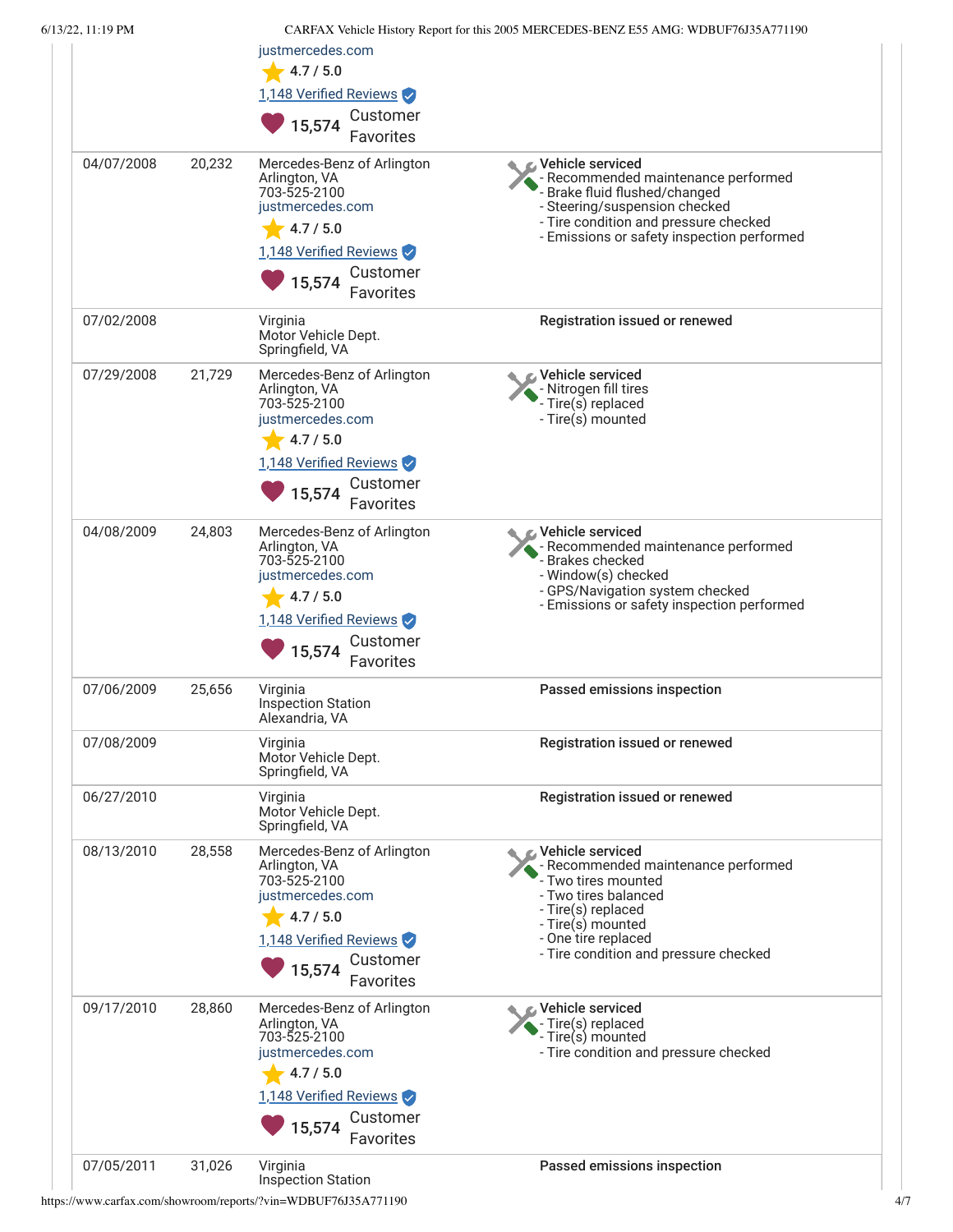| | | | |
|---|---|---|---|
| | | justmercedes.com<br>4.7 / 5.0<br>1,148 Verified Reviews<br>15,574 Customer Favorites | |
| 04/07/2008 | 20,232 | Mercedes-Benz of Arlington<br>Arlington, VA<br>703-525-2100<br>justmercedes.com<br>4.7 / 5.0<br>1,148 Verified Reviews<br>15,574 Customer Favorites | **Vehicle serviced**<br>- Recommended maintenance performed<br>- Brake fluid flushed/changed<br>- Steering/suspension checked<br>- Tire condition and pressure checked<br>- Emissions or safety inspection performed |
| 07/02/2008 | | Virginia<br>Motor Vehicle Dept.<br>Springfield, VA | **Registration issued or renewed** |
| 07/29/2008 | 21,729 | Mercedes-Benz of Arlington<br>Arlington, VA<br>703-525-2100<br>justmercedes.com<br>4.7 / 5.0<br>1,148 Verified Reviews<br>15,574 Customer Favorites | **Vehicle serviced**<br>- Nitrogen fill tires<br>- Tire(s) replaced<br>- Tire(s) mounted |
| 04/08/2009 | 24,803 | Mercedes-Benz of Arlington<br>Arlington, VA<br>703-525-2100<br>justmercedes.com<br>4.7 / 5.0<br>1,148 Verified Reviews<br>15,574 Customer Favorites | **Vehicle serviced**<br>- Recommended maintenance performed<br>- Brakes checked<br>- Window(s) checked<br>- GPS/Navigation system checked<br>- Emissions or safety inspection performed |
| 07/06/2009 | 25,656 | Virginia<br>Inspection Station<br>Alexandria, VA | **Passed emissions inspection** |
| 07/08/2009 | | Virginia<br>Motor Vehicle Dept.<br>Springfield, VA | **Registration issued or renewed** |
| 06/27/2010 | | Virginia<br>Motor Vehicle Dept.<br>Springfield, VA | **Registration issued or renewed** |
| 08/13/2010 | 28,558 | Mercedes-Benz of Arlington<br>Arlington, VA<br>703-525-2100<br>justmercedes.com<br>4.7 / 5.0<br>1,148 Verified Reviews<br>15,574 Customer Favorites | **Vehicle serviced**<br>- Recommended maintenance performed<br>- Two tires mounted<br>- Two tires balanced<br>- Tire(s) replaced<br>- Tire(s) mounted<br>- One tire replaced<br>- Tire condition and pressure checked |
| 09/17/2010 | 28,860 | Mercedes-Benz of Arlington<br>Arlington, VA<br>703-525-2100<br>justmercedes.com<br>4.7 / 5.0<br>1,148 Verified Reviews<br>15,574 Customer Favorites | **Vehicle serviced**<br>- Tire(s) replaced<br>- Tire(s) mounted<br>- Tire condition and pressure checked |
| 07/05/2011 | 31,026 | Virginia<br>Inspection Station | **Passed emissions inspection** |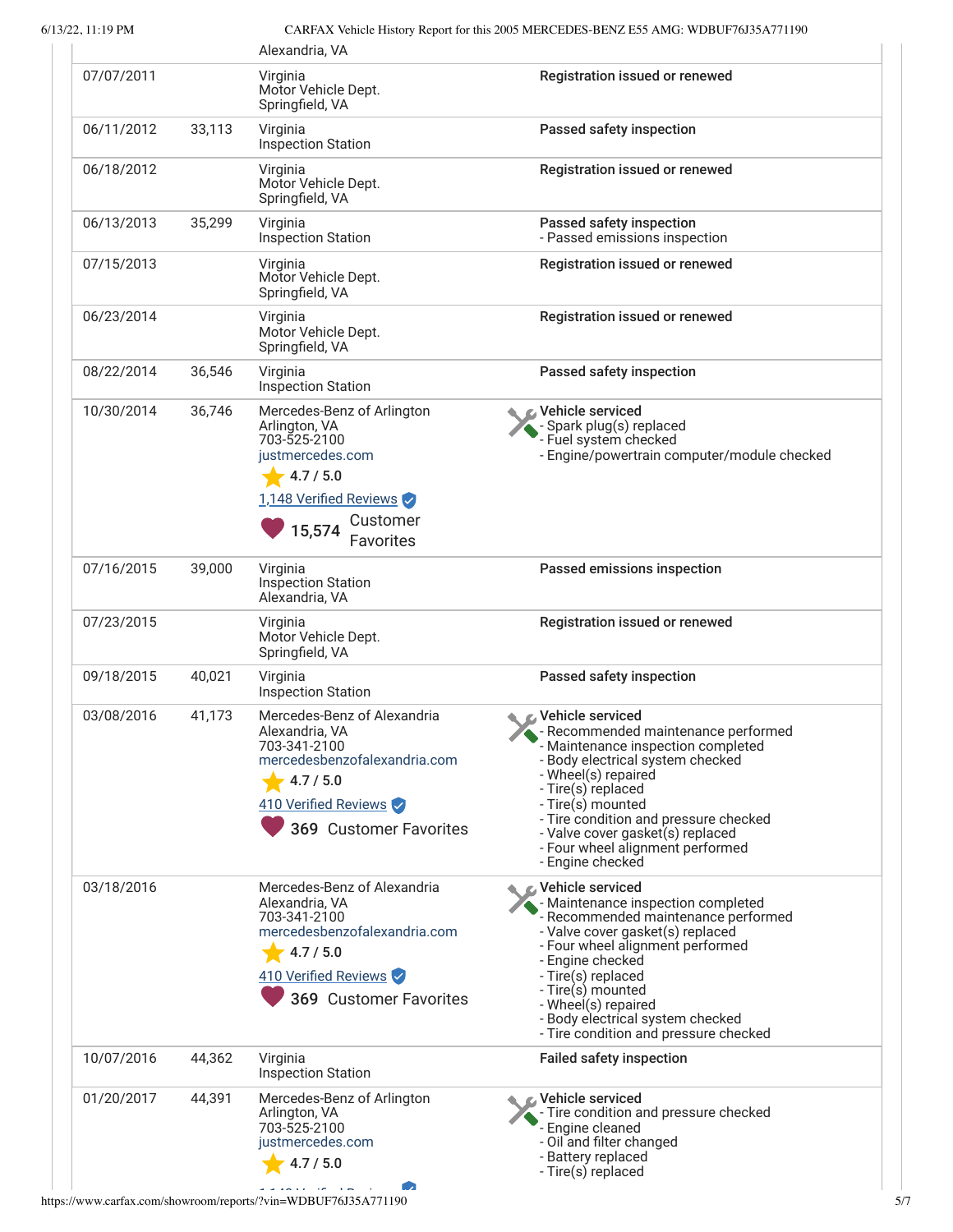| Date | Mileage | Source | Comments |
|---|---|---|---|
| | | Alexandria, VA | |
| 07/07/2011 | | Virginia<br>Motor Vehicle Dept.<br>Springfield, VA | Registration issued or renewed |
| 06/11/2012 | 33,113 | Virginia<br>Inspection Station | Passed safety inspection |
| 06/18/2012 | | Virginia<br>Motor Vehicle Dept.<br>Springfield, VA | Registration issued or renewed |
| 06/13/2013 | 35,299 | Virginia<br>Inspection Station | Passed safety inspection<br>- Passed emissions inspection |
| 07/15/2013 | | Virginia<br>Motor Vehicle Dept.<br>Springfield, VA | Registration issued or renewed |
| 06/23/2014 | | Virginia<br>Motor Vehicle Dept.<br>Springfield, VA | Registration issued or renewed |
| 08/22/2014 | 36,546 | Virginia<br>Inspection Station | Passed safety inspection |
| 10/30/2014 | 36,746 | Mercedes-Benz of Arlington<br>Arlington, VA<br>703-525-2100<br>justmercedes.com<br>4.7 / 5.0<br>1,148 Verified Reviews<br>15,574 Customer Favorites | Vehicle serviced<br>- Spark plug(s) replaced<br>- Fuel system checked<br>- Engine/powertrain computer/module checked |
| 07/16/2015 | 39,000 | Virginia<br>Inspection Station<br>Alexandria, VA | Passed emissions inspection |
| 07/23/2015 | | Virginia<br>Motor Vehicle Dept.<br>Springfield, VA | Registration issued or renewed |
| 09/18/2015 | 40,021 | Virginia<br>Inspection Station | Passed safety inspection |
| 03/08/2016 | 41,173 | Mercedes-Benz of Alexandria<br>Alexandria, VA<br>703-341-2100<br>mercedesbenzofalexandria.com<br>4.7 / 5.0<br>410 Verified Reviews<br>369 Customer Favorites | Vehicle serviced<br>- Recommended maintenance performed<br>- Maintenance inspection completed<br>- Body electrical system checked<br>- Wheel(s) repaired<br>- Tire(s) replaced<br>- Tire(s) mounted<br>- Tire condition and pressure checked<br>- Valve cover gasket(s) replaced<br>- Four wheel alignment performed<br>- Engine checked |
| 03/18/2016 | | Mercedes-Benz of Alexandria<br>Alexandria, VA<br>703-341-2100<br>mercedesbenzofalexandria.com<br>4.7 / 5.0<br>410 Verified Reviews<br>369 Customer Favorites | Vehicle serviced<br>- Maintenance inspection completed<br>- Recommended maintenance performed<br>- Valve cover gasket(s) replaced<br>- Four wheel alignment performed<br>- Engine checked<br>- Tire(s) replaced<br>- Tire(s) mounted<br>- Wheel(s) repaired<br>- Body electrical system checked<br>- Tire condition and pressure checked |
| 10/07/2016 | 44,362 | Virginia<br>Inspection Station | Failed safety inspection |
| 01/20/2017 | 44,391 | Mercedes-Benz of Arlington<br>Arlington, VA<br>703-525-2100<br>justmercedes.com<br>4.7 / 5.0 | Vehicle serviced<br>- Tire condition and pressure checked<br>- Engine cleaned<br>- Oil and filter changed<br>- Battery replaced<br>- Tire(s) replaced |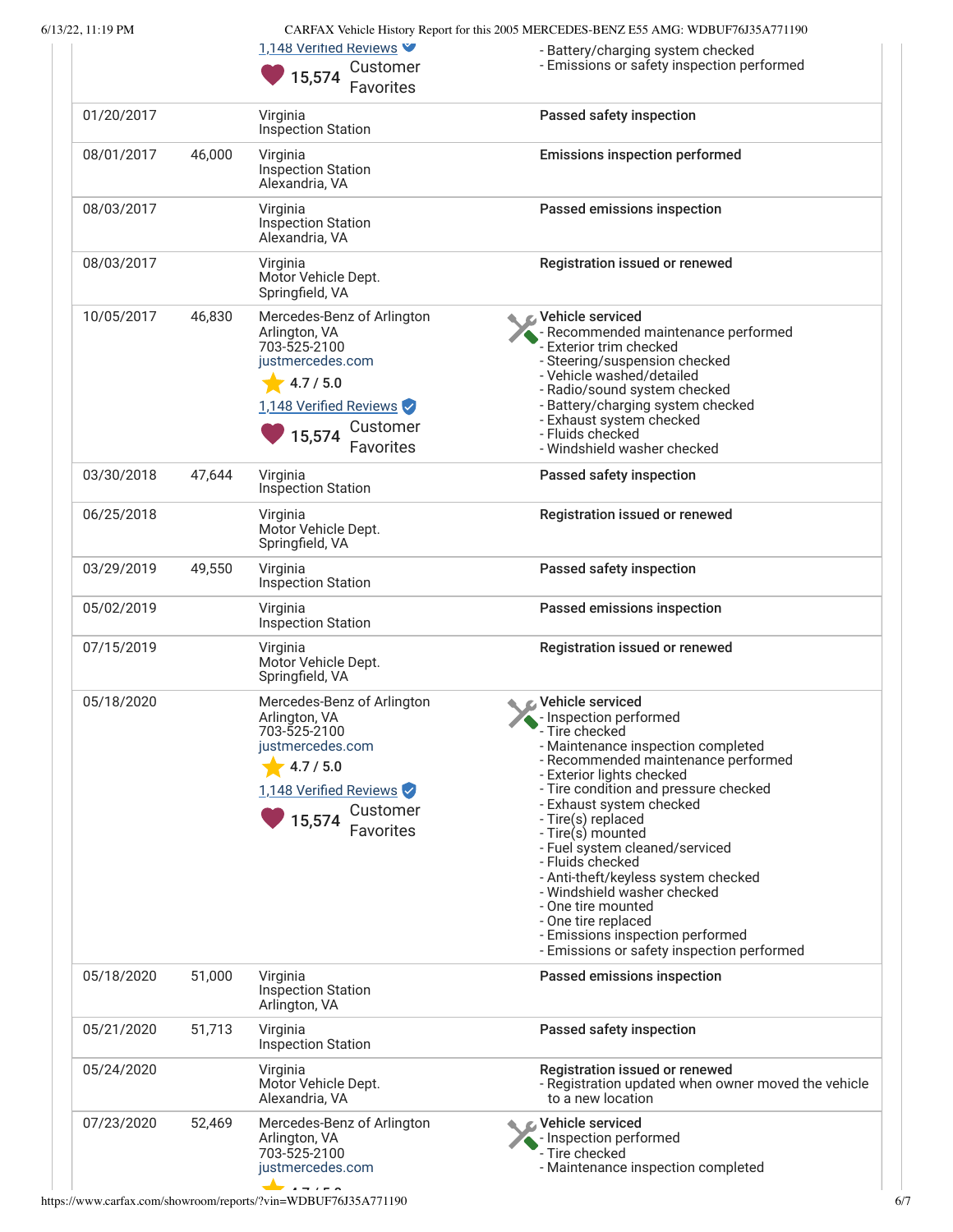| Date | Mileage | Source | Comments |
|---|---|---|---|
| | | 1,148 Verified Reviews<br>15,574 Customer Favorites | - Battery/charging system checked<br>- Emissions or safety inspection performed |
| 01/20/2017 | | Virginia<br>Inspection Station | **Passed safety inspection** |
| 08/01/2017 | 46,000 | Virginia<br>Inspection Station<br>Alexandria, VA | **Emissions inspection performed** |
| 08/03/2017 | | Virginia<br>Inspection Station<br>Alexandria, VA | **Passed emissions inspection** |
| 08/03/2017 | | Virginia<br>Motor Vehicle Dept.<br>Springfield, VA | **Registration issued or renewed** |
| 10/05/2017 | 46,830 | Mercedes-Benz of Arlington<br>Arlington, VA<br>703-525-2100<br>justmercedes.com<br>4.7 / 5.0<br>1,148 Verified Reviews<br>15,574 Customer Favorites | **Vehicle serviced**<br>- Recommended maintenance performed<br>- Exterior trim checked<br>- Steering/suspension checked<br>- Vehicle washed/detailed<br>- Radio/sound system checked<br>- Battery/charging system checked<br>- Exhaust system checked<br>- Fluids checked<br>- Windshield washer checked |
| 03/30/2018 | 47,644 | Virginia<br>Inspection Station | **Passed safety inspection** |
| 06/25/2018 | | Virginia<br>Motor Vehicle Dept.<br>Springfield, VA | **Registration issued or renewed** |
| 03/29/2019 | 49,550 | Virginia<br>Inspection Station | **Passed safety inspection** |
| 05/02/2019 | | Virginia<br>Inspection Station | **Passed emissions inspection** |
| 07/15/2019 | | Virginia<br>Motor Vehicle Dept.<br>Springfield, VA | **Registration issued or renewed** |
| 05/18/2020 | | Mercedes-Benz of Arlington<br>Arlington, VA<br>703-525-2100<br>justmercedes.com<br>4.7 / 5.0<br>1,148 Verified Reviews<br>15,574 Customer Favorites | **Vehicle serviced**<br>- Inspection performed<br>- Tire checked<br>- Maintenance inspection completed<br>- Recommended maintenance performed<br>- Exterior lights checked<br>- Tire condition and pressure checked<br>- Exhaust system checked<br>- Tire(s) replaced<br>- Tire(s) mounted<br>- Fuel system cleaned/serviced<br>- Fluids checked<br>- Anti-theft/keyless system checked<br>- Windshield washer checked<br>- One tire mounted<br>- One tire replaced<br>- Emissions inspection performed<br>- Emissions or safety inspection performed |
| 05/18/2020 | 51,000 | Virginia<br>Inspection Station<br>Arlington, VA | **Passed emissions inspection** |
| 05/21/2020 | 51,713 | Virginia<br>Inspection Station | **Passed safety inspection** |
| 05/24/2020 | | Virginia<br>Motor Vehicle Dept.<br>Alexandria, VA | **Registration issued or renewed**<br>- Registration updated when owner moved the vehicle to a new location |
| 07/23/2020 | 52,469 | Mercedes-Benz of Arlington<br>Arlington, VA<br>703-525-2100<br>justmercedes.com | **Vehicle serviced**<br>- Inspection performed<br>- Tire checked<br>- Maintenance inspection completed |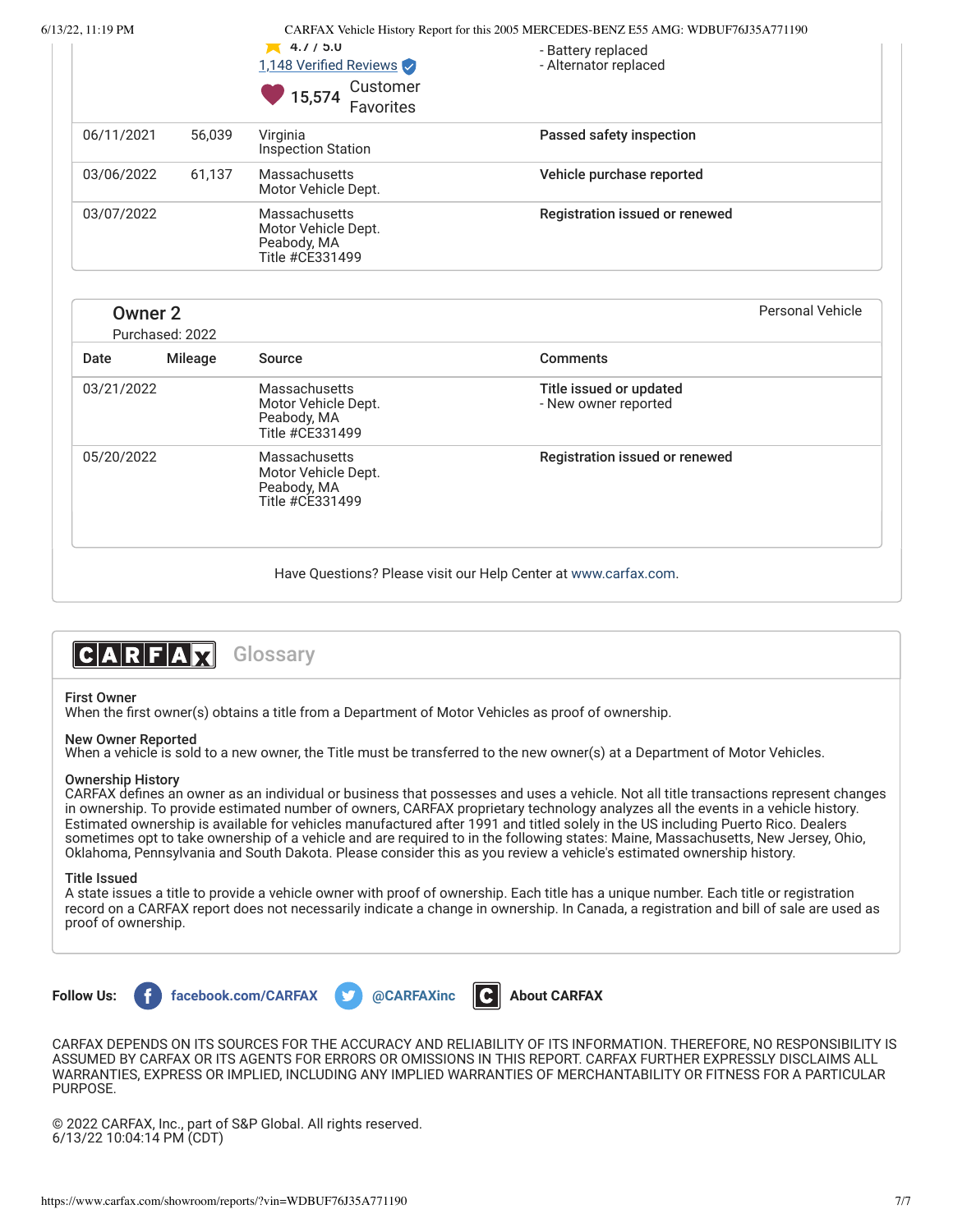| | | | |
|---|---|---|---|
| | | ★ 4.7 / 5.0<br>1,148 Verified Reviews<br>15,574 Customer Favorites | - Battery replaced<br>- Alternator replaced |
| 06/11/2021 | 56,039 | Virginia<br>Inspection Station | **Passed safety inspection** |
| 03/06/2022 | 61,137 | Massachusetts<br>Motor Vehicle Dept. | **Vehicle purchase reported** |
| 03/07/2022 | | Massachusetts<br>Motor Vehicle Dept.<br>Peabody, MA<br>Title #CE331499 | **Registration issued or renewed** |

## Owner 2

Purchased: 2022

Personal Vehicle

| Date | Mileage | Source | Comments |
|---|---|---|---|
| 03/21/2022 | | Massachusetts<br>Motor Vehicle Dept.<br>Peabody, MA<br>Title #CE331499 | **Title issued or updated**<br>- New owner reported |
| 05/20/2022 | | Massachusetts<br>Motor Vehicle Dept.<br>Peabody, MA<br>Title #CE331499 | **Registration issued or renewed** |

Have Questions? Please visit our Help Center at www.carfax.com.

## CARFAX Glossary

**First Owner**
When the first owner(s) obtains a title from a Department of Motor Vehicles as proof of ownership.

**New Owner Reported**
When a vehicle is sold to a new owner, the Title must be transferred to the new owner(s) at a Department of Motor Vehicles.

**Ownership History**
CARFAX defines an owner as an individual or business that possesses and uses a vehicle. Not all title transactions represent changes in ownership. To provide estimated number of owners, CARFAX proprietary technology analyzes all the events in a vehicle history. Estimated ownership is available for vehicles manufactured after 1991 and titled solely in the US including Puerto Rico. Dealers sometimes opt to take ownership of a vehicle and are required to in the following states: Maine, Massachusetts, New Jersey, Ohio, Oklahoma, Pennsylvania and South Dakota. Please consider this as you review a vehicle's estimated ownership history.

**Title Issued**
A state issues a title to provide a vehicle owner with proof of ownership. Each title has a unique number. Each title or registration record on a CARFAX report does not necessarily indicate a change in ownership. In Canada, a registration and bill of sale are used as proof of ownership.

**Follow Us:** facebook.com/CARFAX @CARFAXinc About CARFAX

CARFAX DEPENDS ON ITS SOURCES FOR THE ACCURACY AND RELIABILITY OF ITS INFORMATION. THEREFORE, NO RESPONSIBILITY IS ASSUMED BY CARFAX OR ITS AGENTS FOR ERRORS OR OMISSIONS IN THIS REPORT. CARFAX FURTHER EXPRESSLY DISCLAIMS ALL WARRANTIES, EXPRESS OR IMPLIED, INCLUDING ANY IMPLIED WARRANTIES OF MERCHANTABILITY OR FITNESS FOR A PARTICULAR PURPOSE.

© 2022 CARFAX, Inc., part of S&P Global. All rights reserved.
6/13/22 10:04:14 PM (CDT)